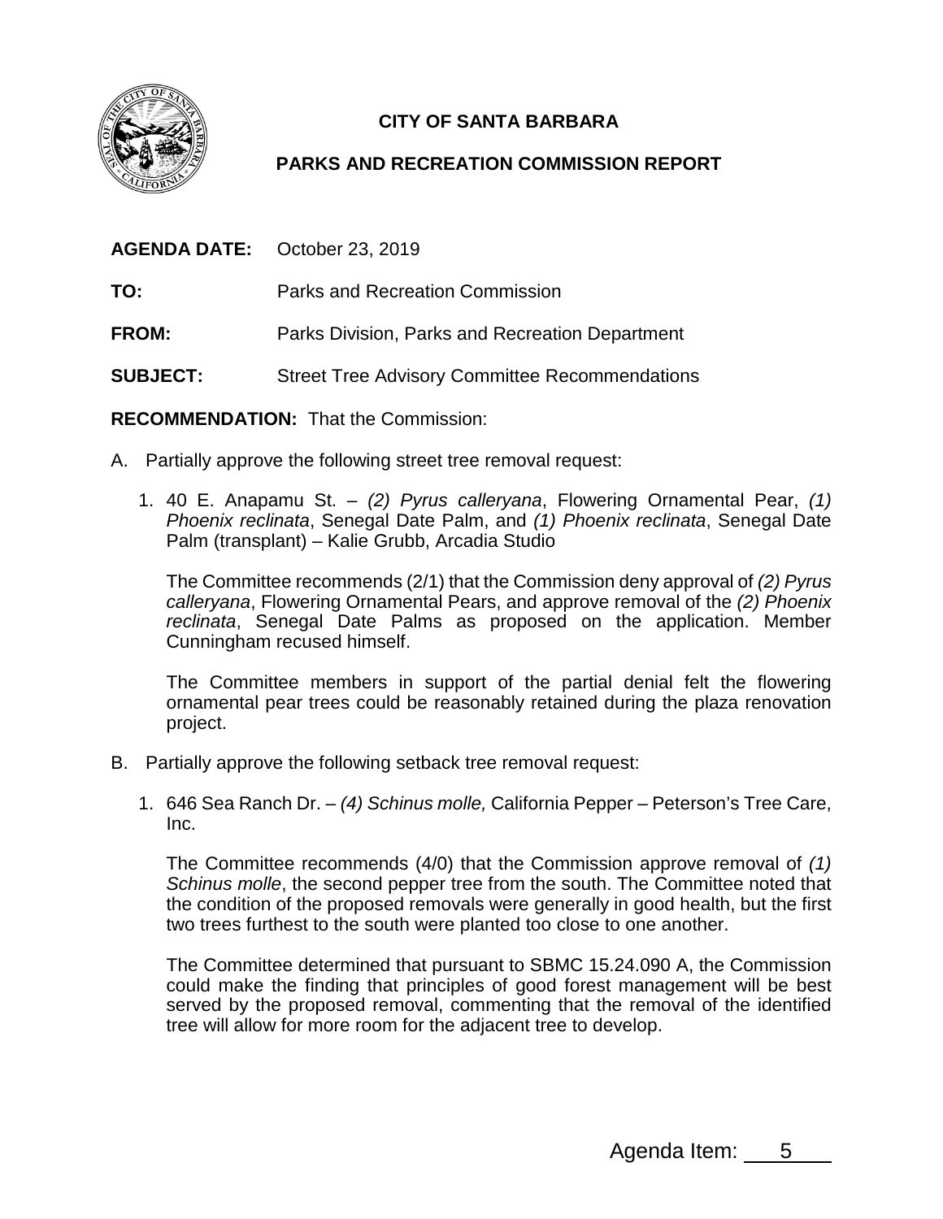# CITY OF SANTA BARBARA

## PARKS AND RECREATION COMMISSION REPORT

**AGENDA DATE:** October 23, 2019

**TO:** Parks and Recreation Commission

**FROM:** Parks Division, Parks and Recreation Department

**SUBJECT:** Street Tree Advisory Committee Recommendations

**RECOMMENDATION:** That the Commission:

A. Partially approve the following street tree removal request:

1. 40 E. Anapamu St. – *(2) Pyrus calleryana*, Flowering Ornamental Pear, *(1) Phoenix reclinata*, Senegal Date Palm, and *(1) Phoenix reclinata*, Senegal Date Palm (transplant) – Kalie Grubb, Arcadia Studio

   The Committee recommends (2/1) that the Commission deny approval of *(2) Pyrus calleryana*, Flowering Ornamental Pears, and approve removal of the *(2) Phoenix reclinata*, Senegal Date Palms as proposed on the application. Member Cunningham recused himself.

   The Committee members in support of the partial denial felt the flowering ornamental pear trees could be reasonably retained during the plaza renovation project.

B. Partially approve the following setback tree removal request:

1. 646 Sea Ranch Dr. – *(4) Schinus molle,* California Pepper – Peterson's Tree Care, Inc.

   The Committee recommends (4/0) that the Commission approve removal of *(1) Schinus molle*, the second pepper tree from the south. The Committee noted that the condition of the proposed removals were generally in good health, but the first two trees furthest to the south were planted too close to one another.

   The Committee determined that pursuant to SBMC 15.24.090 A, the Commission could make the finding that principles of good forest management will be best served by the proposed removal, commenting that the removal of the identified tree will allow for more room for the adjacent tree to develop.

Agenda Item: 5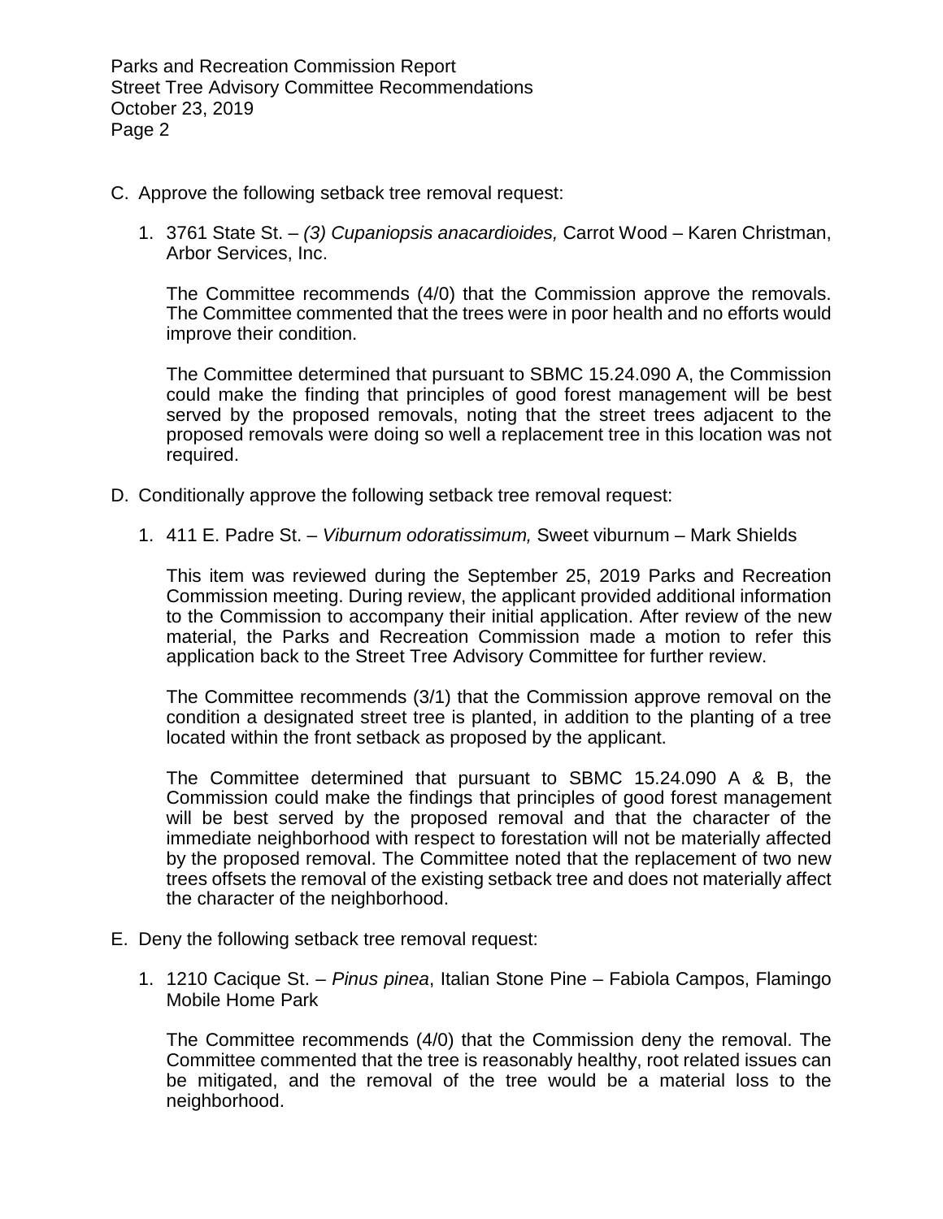C. Approve the following setback tree removal request:

   1. 3761 State St. – *(3) Cupaniopsis anacardioides,* Carrot Wood – Karen Christman, Arbor Services, Inc.

      The Committee recommends (4/0) that the Commission approve the removals. The Committee commented that the trees were in poor health and no efforts would improve their condition.

      The Committee determined that pursuant to SBMC 15.24.090 A, the Commission could make the finding that principles of good forest management will be best served by the proposed removals, noting that the street trees adjacent to the proposed removals were doing so well a replacement tree in this location was not required.

D. Conditionally approve the following setback tree removal request:

   1. 411 E. Padre St. – *Viburnum odoratissimum,* Sweet viburnum – Mark Shields

      This item was reviewed during the September 25, 2019 Parks and Recreation Commission meeting. During review, the applicant provided additional information to the Commission to accompany their initial application. After review of the new material, the Parks and Recreation Commission made a motion to refer this application back to the Street Tree Advisory Committee for further review.

      The Committee recommends (3/1) that the Commission approve removal on the condition a designated street tree is planted, in addition to the planting of a tree located within the front setback as proposed by the applicant.

      The Committee determined that pursuant to SBMC 15.24.090 A & B, the Commission could make the findings that principles of good forest management will be best served by the proposed removal and that the character of the immediate neighborhood with respect to forestation will not be materially affected by the proposed removal. The Committee noted that the replacement of two new trees offsets the removal of the existing setback tree and does not materially affect the character of the neighborhood.

E. Deny the following setback tree removal request:

   1. 1210 Cacique St. – *Pinus pinea*, Italian Stone Pine – Fabiola Campos, Flamingo Mobile Home Park

      The Committee recommends (4/0) that the Commission deny the removal. The Committee commented that the tree is reasonably healthy, root related issues can be mitigated, and the removal of the tree would be a material loss to the neighborhood.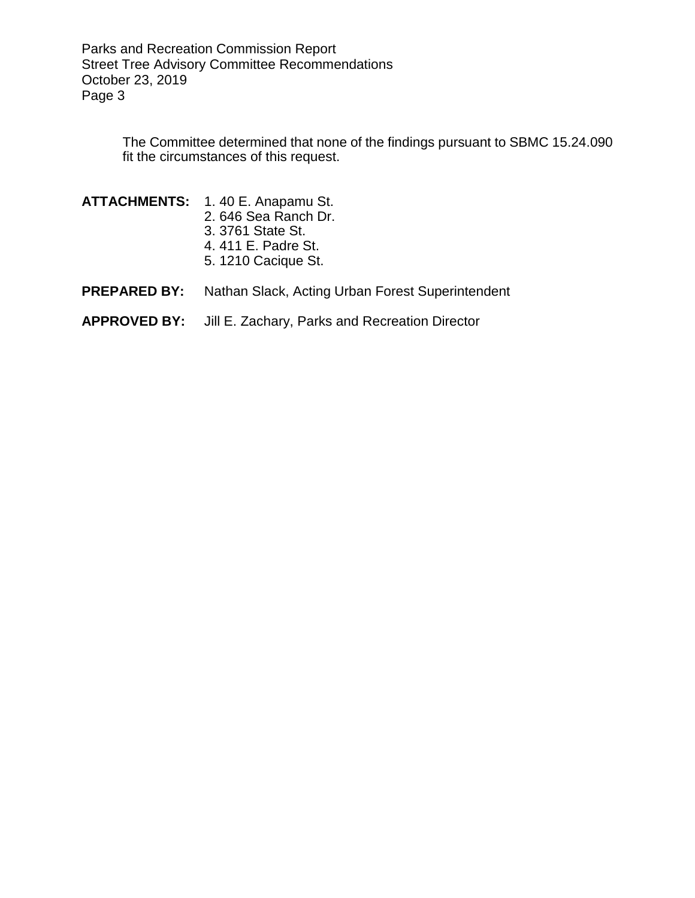The Committee determined that none of the findings pursuant to SBMC 15.24.090 fit the circumstances of this request.

**ATTACHMENTS:**
1. 40 E. Anapamu St.
2. 646 Sea Ranch Dr.
3. 3761 State St.
4. 411 E. Padre St.
5. 1210 Cacique St.

**PREPARED BY:** Nathan Slack, Acting Urban Forest Superintendent

**APPROVED BY:** Jill E. Zachary, Parks and Recreation Director